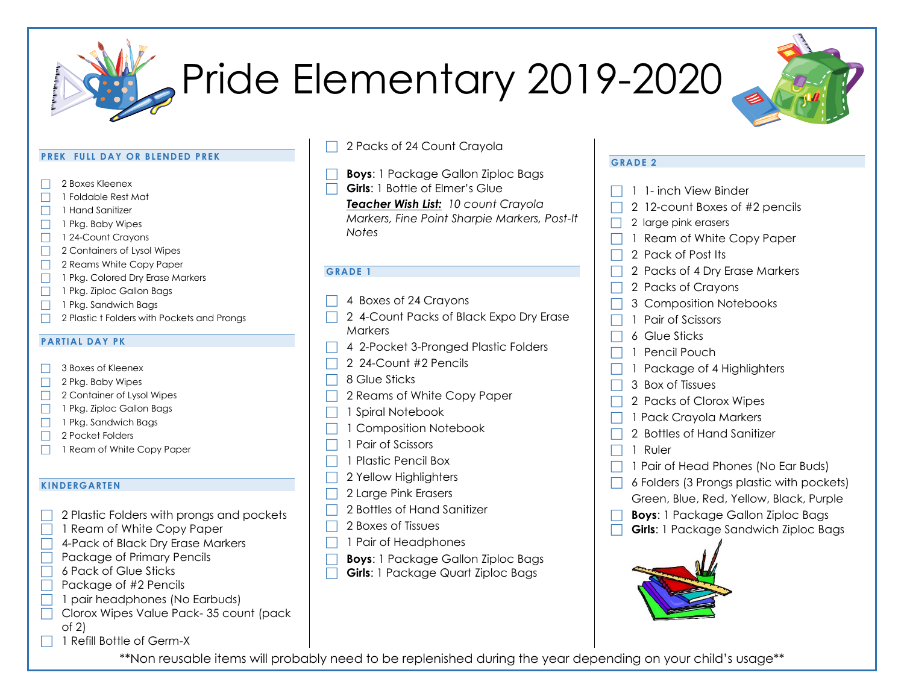# Pride Elementary 2019-2020

## PREK FULL DAY OR BLENDED PREK

- 2 Boxes Kleenex
- 1 Foldable Rest Mat
- 1 Hand Sanitizer
- 1 Pkg. Baby Wipes
- 1 24-Count Crayons
- 2 Containers of Lysol Wipes
- 2 Reams White Copy Paper
- 1 Pkg. Colored Dry Erase Markers
- 1 Pkg. Ziploc Gallon Bags
- 1 Pkg. Sandwich Bags
- 2 Plastic t Folders with Pockets and Prongs

## PARTIAL DAY PK

- 3 Boxes of Kleenex
- 2 Pkg. Baby Wipes
- 2 Container of Lysol Wipes
- 1 Pkg. Ziploc Gallon Bags
- 1 Pkg. Sandwich Bags
- 2 Pocket Folders
- 1 Ream of White Copy Paper

## KINDERGARTEN

- 2 Plastic Folders with prongs and pockets
- 1 Ream of White Copy Paper
- 4-Pack of Black Dry Erase Markers
- Package of Primary Pencils
- 6 Pack of Glue Sticks
- Package of #2 Pencils
- 1 pair headphones (No Earbuds)
- Clorox Wipes Value Pack- 35 count (pack of 2)
- 1 Refill Bottle of Germ-X
- 2 Packs of 24 Count Crayola
- **Boys**: 1 Package Gallon Ziploc Bags
- **Girls**: 1 Bottle of Elmer's Glue

***Teacher Wish List:*** *10 count Crayola Markers, Fine Point Sharpie Markers, Post-It Notes*

## GRADE 1

- 4 Boxes of 24 Crayons
- 2 4-Count Packs of Black Expo Dry Erase Markers
- 4 2-Pocket 3-Pronged Plastic Folders
- 2 24-Count #2 Pencils
- 8 Glue Sticks
- 2 Reams of White Copy Paper
- 1 Spiral Notebook
- 1 Composition Notebook
- 1 Pair of Scissors
- 1 Plastic Pencil Box
- 2 Yellow Highlighters
- 2 Large Pink Erasers
- 2 Bottles of Hand Sanitizer
- 2 Boxes of Tissues
- 1 Pair of Headphones
- **Boys**: 1 Package Gallon Ziploc Bags
- **Girls**: 1 Package Quart Ziploc Bags

## GRADE 2

- 1 1- inch View Binder
- 2 12-count Boxes of #2 pencils
- 2 large pink erasers
- 1 Ream of White Copy Paper
- 2 Pack of Post Its
- 2 Packs of 4 Dry Erase Markers
- 2 Packs of Crayons
- 3 Composition Notebooks
- 1 Pair of Scissors
- 6 Glue Sticks
- 1 Pencil Pouch
- 1 Package of 4 Highlighters
- 3 Box of Tissues
- 2 Packs of Clorox Wipes
- 1 Pack Crayola Markers
- 2 Bottles of Hand Sanitizer
- 1 Ruler
- 1 Pair of Head Phones (No Ear Buds)
- 6 Folders (3 Prongs plastic with pockets) Green, Blue, Red, Yellow, Black, Purple
- **Boys**: 1 Package Gallon Ziploc Bags
- **Girls**: 1 Package Sandwich Ziploc Bags

\*\*Non reusable items will probably need to be replenished during the year depending on your child's usage\*\*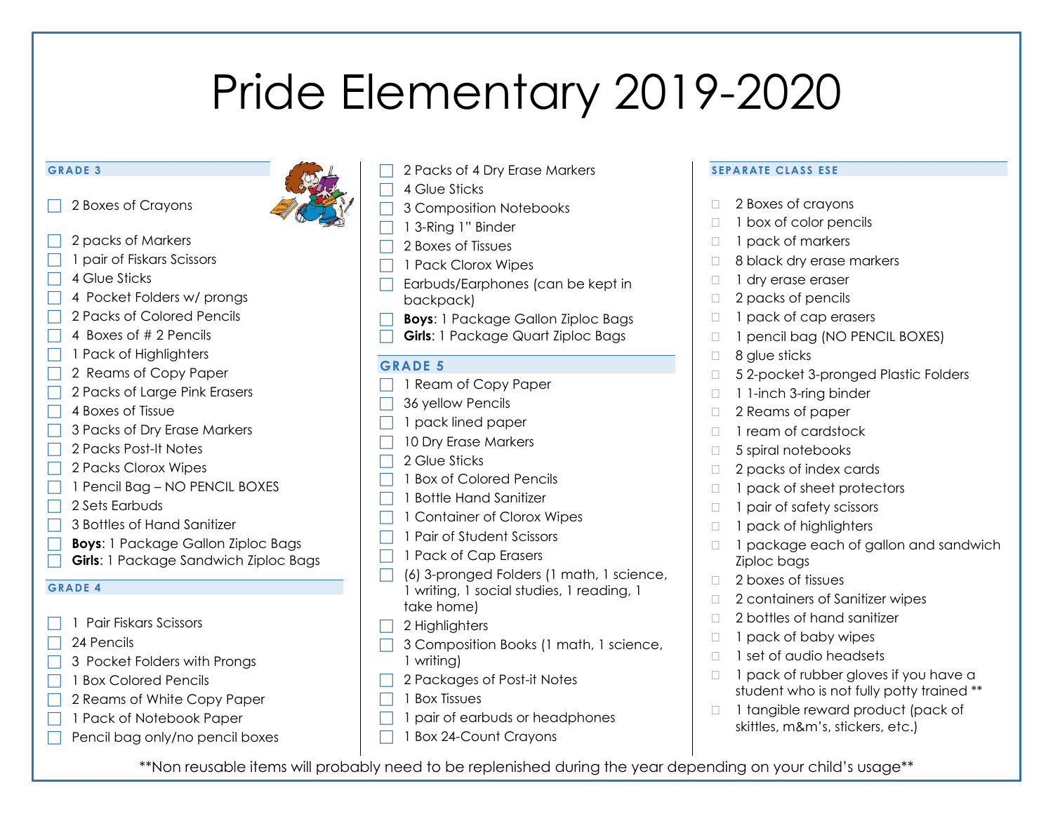# Pride Elementary 2019-2020

## GRADE 3

- 2 Boxes of Crayons
- 2 packs of Markers
- 1 pair of Fiskars Scissors
- 4 Glue Sticks
- 4 Pocket Folders w/ prongs
- 2 Packs of Colored Pencils
- 4 Boxes of # 2 Pencils
- 1 Pack of Highlighters
- 2 Reams of Copy Paper
- 2 Packs of Large Pink Erasers
- 4 Boxes of Tissue
- 3 Packs of Dry Erase Markers
- 2 Packs Post-It Notes
- 2 Packs Clorox Wipes
- 1 Pencil Bag – NO PENCIL BOXES
- 2 Sets Earbuds
- 3 Bottles of Hand Sanitizer
- **Boys**: 1 Package Gallon Ziploc Bags
- **Girls**: 1 Package Sandwich Ziploc Bags

## GRADE 4

- 1 Pair Fiskars Scissors
- 24 Pencils
- 3 Pocket Folders with Prongs
- 1 Box Colored Pencils
- 2 Reams of White Copy Paper
- 1 Pack of Notebook Paper
- Pencil bag only/no pencil boxes
- 2 Packs of 4 Dry Erase Markers
- 4 Glue Sticks
- 3 Composition Notebooks
- 1 3-Ring 1" Binder
- 2 Boxes of Tissues
- 1 Pack Clorox Wipes
- Earbuds/Earphones (can be kept in backpack)
- **Boys**: 1 Package Gallon Ziploc Bags
- **Girls**: 1 Package Quart Ziploc Bags

## GRADE 5

- 1 Ream of Copy Paper
- 36 yellow Pencils
- 1 pack lined paper
- 10 Dry Erase Markers
- 2 Glue Sticks
- 1 Box of Colored Pencils
- 1 Bottle Hand Sanitizer
- 1 Container of Clorox Wipes
- 1 Pair of Student Scissors
- 1 Pack of Cap Erasers
- (6) 3-pronged Folders (1 math, 1 science, 1 writing, 1 social studies, 1 reading, 1 take home)
- 2 Highlighters
- 3 Composition Books (1 math, 1 science, 1 writing)
- 2 Packages of Post-it Notes
- 1 Box Tissues
- 1 pair of earbuds or headphones
- 1 Box 24-Count Crayons

## SEPARATE CLASS ESE

- 2 Boxes of crayons
- 1 box of color pencils
- 1 pack of markers
- 8 black dry erase markers
- 1 dry erase eraser
- 2 packs of pencils
- 1 pack of cap erasers
- 1 pencil bag (NO PENCIL BOXES)
- 8 glue sticks
- 5 2-pocket 3-pronged Plastic Folders
- 1 1-inch 3-ring binder
- 2 Reams of paper
- 1 ream of cardstock
- 5 spiral notebooks
- 2 packs of index cards
- 1 pack of sheet protectors
- 1 pair of safety scissors
- 1 pack of highlighters
- 1 package each of gallon and sandwich Ziploc bags
- 2 boxes of tissues
- 2 containers of Sanitizer wipes
- 2 bottles of hand sanitizer
- 1 pack of baby wipes
- 1 set of audio headsets
- 1 pack of rubber gloves if you have a student who is not fully potty trained **
- 1 tangible reward product (pack of skittles, m&m's, stickers, etc.)

**Non reusable items will probably need to be replenished during the year depending on your child's usage**